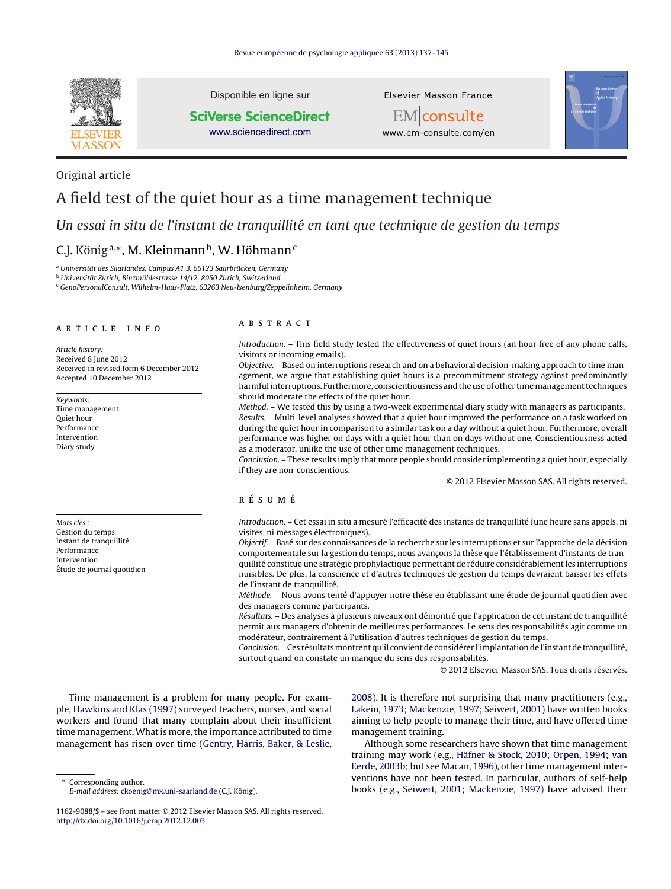Original article

# A field test of the quiet hour as a time management technique

## *Un essai in situ de l'instant de tranquillité en tant que technique de gestion du temps*

C.J. König[a,*], M. Kleinmann[b], W. Höhmann[c]

[a] Universität des Saarlandes, Campus A1 3, 66123 Saarbrücken, Germany
[b] Universität Zürich, Binzmühlestrasse 14/12, 8050 Zürich, Switzerland
[c] GenoPersonalConsult, Wilhelm-Haas-Platz, 63263 Neu-Isenburg/Zeppelinheim, Germany

### ARTICLE INFO

*Article history:*
Received 8 June 2012
Received in revised form 6 December 2012
Accepted 10 December 2012

*Keywords:*
Time management
Quiet hour
Performance
Intervention
Diary study

### ABSTRACT

*Introduction.* – This field study tested the effectiveness of quiet hours (an hour free of any phone calls, visitors or incoming emails).
*Objective.* – Based on interruptions research and on a behavioral decision-making approach to time management, we argue that establishing quiet hours is a precommitment strategy against predominantly harmful interruptions. Furthermore, conscientiousness and the use of other time management techniques should moderate the effects of the quiet hour.
*Method.* – We tested this by using a two-week experimental diary study with managers as participants.
*Results.* – Multi-level analyses showed that a quiet hour improved the performance on a task worked on during the quiet hour in comparison to a similar task on a day without a quiet hour. Furthermore, overall performance was higher on days with a quiet hour than on days without one. Conscientiousness acted as a moderator, unlike the use of other time management techniques.
*Conclusion.* – These results imply that more people should consider implementing a quiet hour, especially if they are non-conscientious.

© 2012 Elsevier Masson SAS. All rights reserved.

*Mots clés :*
Gestion du temps
Instant de tranquillité
Performance
Intervention
Étude de journal quotidien

### RÉSUMÉ

*Introduction.* – Cet essai in situ a mesuré l'efficacité des instants de tranquillité (une heure sans appels, ni visites, ni messages électroniques).
*Objectif.* – Basé sur des connaissances de la recherche sur les interruptions et sur l'approche de la décision comportementale sur la gestion du temps, nous avançons la thèse que l'établissement d'instants de tranquillité constitue une stratégie prophylactique permettant de réduire considérablement les interruptions nuisibles. De plus, la conscience et d'autres techniques de gestion du temps devraient baisser les effets de l'instant de tranquillité.
*Méthode.* – Nous avons tenté d'appuyer notre thèse en établissant une étude de journal quotidien avec des managers comme participants.
*Résultats.* – Des analyses à plusieurs niveaux ont démontré que l'application de cet instant de tranquillité permit aux managers d'obtenir de meilleures performances. Le sens des responsabilités agit comme un modérateur, contrairement à l'utilisation d'autres techniques de gestion du temps.
*Conclusion.* – Ces résultats montrent qu'il convient de considérer l'implantation de l'instant de tranquillité, surtout quand on constate un manque du sens des responsabilités.

© 2012 Elsevier Masson SAS. Tous droits réservés.

Time management is a problem for many people. For example, Hawkins and Klas (1997) surveyed teachers, nurses, and social workers and found that many complain about their insufficient time management. What is more, the importance attributed to time management has risen over time (Gentry, Harris, Baker, & Leslie, 2008). It is therefore not surprising that many practitioners (e.g., Lakein, 1973; Mackenzie, 1997; Seiwert, 2001) have written books aiming to help people to manage their time, and have offered time management training.

Although some researchers have shown that time management training may work (e.g., Häfner & Stock, 2010; Orpen, 1994; van Eerde, 2003b; but see Macan, 1996), other time management interventions have not been tested. In particular, authors of self-help books (e.g., Seiwert, 2001; Mackenzie, 1997) have advised their

* Corresponding author.
E-mail address: ckoenig@mx.uni-saarland.de (C.J. König).

1162-9088/$ – see front matter © 2012 Elsevier Masson SAS. All rights reserved.
http://dx.doi.org/10.1016/j.erap.2012.12.003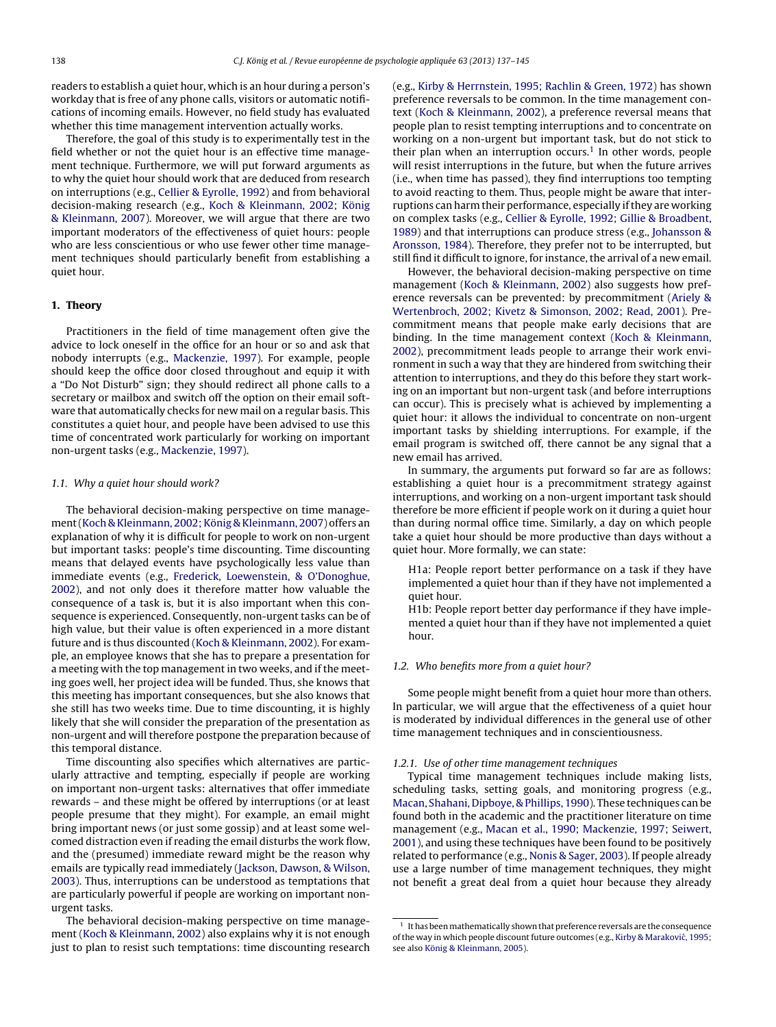readers to establish a quiet hour, which is an hour during a person's workday that is free of any phone calls, visitors or automatic notifications of incoming emails. However, no field study has evaluated whether this time management intervention actually works.

Therefore, the goal of this study is to experimentally test in the field whether or not the quiet hour is an effective time management technique. Furthermore, we will put forward arguments as to why the quiet hour should work that are deduced from research on interruptions (e.g., Cellier & Eyrolle, 1992) and from behavioral decision-making research (e.g., Koch & Kleinmann, 2002; König & Kleinmann, 2007). Moreover, we will argue that there are two important moderators of the effectiveness of quiet hours: people who are less conscientious or who use fewer other time management techniques should particularly benefit from establishing a quiet hour.

## 1. Theory

Practitioners in the field of time management often give the advice to lock oneself in the office for an hour or so and ask that nobody interrupts (e.g., Mackenzie, 1997). For example, people should keep the office door closed throughout and equip it with a "Do Not Disturb" sign; they should redirect all phone calls to a secretary or mailbox and switch off the option on their email software that automatically checks for new mail on a regular basis. This constitutes a quiet hour, and people have been advised to use this time of concentrated work particularly for working on important non-urgent tasks (e.g., Mackenzie, 1997).

### *1.1. Why a quiet hour should work?*

The behavioral decision-making perspective on time management (Koch & Kleinmann, 2002; König & Kleinmann, 2007) offers an explanation of why it is difficult for people to work on non-urgent but important tasks: people's time discounting. Time discounting means that delayed events have psychologically less value than immediate events (e.g., Frederick, Loewenstein, & O'Donoghue, 2002), and not only does it therefore matter how valuable the consequence of a task is, but it is also important when this consequence is experienced. Consequently, non-urgent tasks can be of high value, but their value is often experienced in a more distant future and is thus discounted (Koch & Kleinmann, 2002). For example, an employee knows that she has to prepare a presentation for a meeting with the top management in two weeks, and if the meeting goes well, her project idea will be funded. Thus, she knows that this meeting has important consequences, but she also knows that she still has two weeks time. Due to time discounting, it is highly likely that she will consider the preparation of the presentation as non-urgent and will therefore postpone the preparation because of this temporal distance.

Time discounting also specifies which alternatives are particularly attractive and tempting, especially if people are working on important non-urgent tasks: alternatives that offer immediate rewards – and these might be offered by interruptions (or at least people presume that they might). For example, an email might bring important news (or just some gossip) and at least some welcomed distraction even if reading the email disturbs the work flow, and the (presumed) immediate reward might be the reason why emails are typically read immediately (Jackson, Dawson, & Wilson, 2003). Thus, interruptions can be understood as temptations that are particularly powerful if people are working on important non-urgent tasks.

The behavioral decision-making perspective on time management (Koch & Kleinmann, 2002) also explains why it is not enough just to plan to resist such temptations: time discounting research (e.g., Kirby & Herrnstein, 1995; Rachlin & Green, 1972) has shown preference reversals to be common. In the time management context (Koch & Kleinmann, 2002), a preference reversal means that people plan to resist tempting interruptions and to concentrate on working on a non-urgent but important task, but do not stick to their plan when an interruption occurs.[1] In other words, people will resist interruptions in the future, but when the future arrives (i.e., when time has passed), they find interruptions too tempting to avoid reacting to them. Thus, people might be aware that interruptions can harm their performance, especially if they are working on complex tasks (e.g., Cellier & Eyrolle, 1992; Gillie & Broadbent, 1989) and that interruptions can produce stress (e.g., Johansson & Aronsson, 1984). Therefore, they prefer not to be interrupted, but still find it difficult to ignore, for instance, the arrival of a new email.

However, the behavioral decision-making perspective on time management (Koch & Kleinmann, 2002) also suggests how preference reversals can be prevented: by precommitment (Ariely & Wertenbroch, 2002; Kivetz & Simonson, 2002; Read, 2001). Precommitment means that people make early decisions that are binding. In the time management context (Koch & Kleinmann, 2002), precommitment leads people to arrange their work environment in such a way that they are hindered from switching their attention to interruptions, and they do this before they start working on an important but non-urgent task (and before interruptions can occur). This is precisely what is achieved by implementing a quiet hour: it allows the individual to concentrate on non-urgent important tasks by shielding interruptions. For example, if the email program is switched off, there cannot be any signal that a new email has arrived.

In summary, the arguments put forward so far are as follows: establishing a quiet hour is a precommitment strategy against interruptions, and working on a non-urgent important task should therefore be more efficient if people work on it during a quiet hour than during normal office time. Similarly, a day on which people take a quiet hour should be more productive than days without a quiet hour. More formally, we can state:

> H1a: People report better performance on a task if they have implemented a quiet hour than if they have not implemented a quiet hour.
>
> H1b: People report better day performance if they have implemented a quiet hour than if they have not implemented a quiet hour.

### *1.2. Who benefits more from a quiet hour?*

Some people might benefit from a quiet hour more than others. In particular, we will argue that the effectiveness of a quiet hour is moderated by individual differences in the general use of other time management techniques and in conscientiousness.

#### *1.2.1. Use of other time management techniques*

Typical time management techniques include making lists, scheduling tasks, setting goals, and monitoring progress (e.g., Macan, Shahani, Dipboye, & Phillips, 1990). These techniques can be found both in the academic and the practitioner literature on time management (e.g., Macan et al., 1990; Mackenzie, 1997; Seiwert, 2001), and using these techniques have been found to be positively related to performance (e.g., Nonis & Sager, 2003). If people already use a large number of time management techniques, they might not benefit a great deal from a quiet hour because they already

[1] It has been mathematically shown that preference reversals are the consequence of the way in which people discount future outcomes (e.g., Kirby & Maraković, 1995; see also König & Kleinmann, 2005).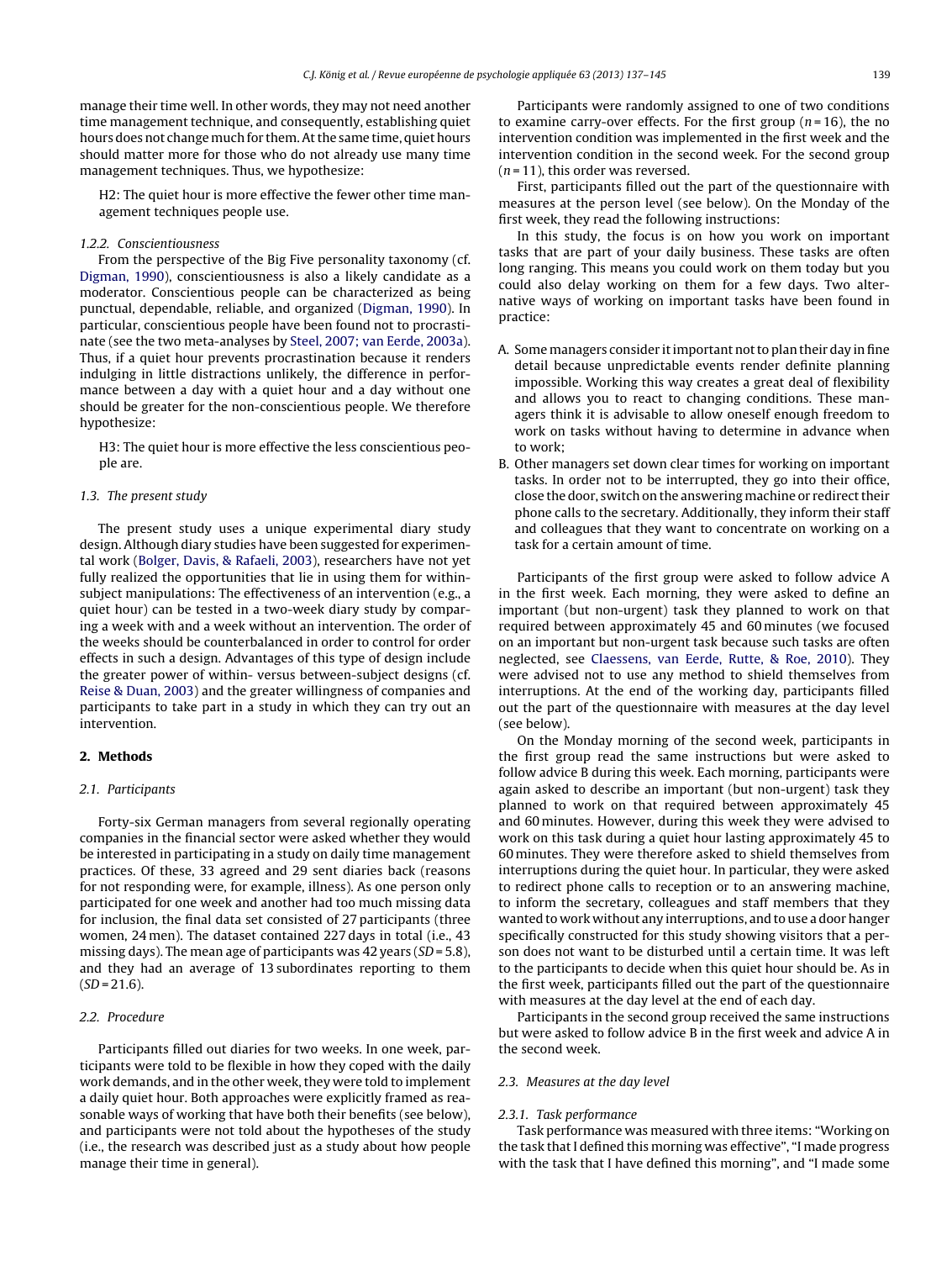manage their time well. In other words, they may not need another time management technique, and consequently, establishing quiet hours does not change much for them. At the same time, quiet hours should matter more for those who do not already use many time management techniques. Thus, we hypothesize:

H2: The quiet hour is more effective the fewer other time management techniques people use.

#### 1.2.2. Conscientiousness

From the perspective of the Big Five personality taxonomy (cf. Digman, 1990), conscientiousness is also a likely candidate as a moderator. Conscientious people can be characterized as being punctual, dependable, reliable, and organized (Digman, 1990). In particular, conscientious people have been found not to procrastinate (see the two meta-analyses by Steel, 2007; van Eerde, 2003a). Thus, if a quiet hour prevents procrastination because it renders indulging in little distractions unlikely, the difference in performance between a day with a quiet hour and a day without one should be greater for the non-conscientious people. We therefore hypothesize:

H3: The quiet hour is more effective the less conscientious people are.

### 1.3. The present study

The present study uses a unique experimental diary study design. Although diary studies have been suggested for experimental work (Bolger, Davis, & Rafaeli, 2003), researchers have not yet fully realized the opportunities that lie in using them for within-subject manipulations: The effectiveness of an intervention (e.g., a quiet hour) can be tested in a two-week diary study by comparing a week with and a week without an intervention. The order of the weeks should be counterbalanced in order to control for order effects in such a design. Advantages of this type of design include the greater power of within- versus between-subject designs (cf. Reise & Duan, 2003) and the greater willingness of companies and participants to take part in a study in which they can try out an intervention.

## 2. Methods

### 2.1. Participants

Forty-six German managers from several regionally operating companies in the financial sector were asked whether they would be interested in participating in a study on daily time management practices. Of these, 33 agreed and 29 sent diaries back (reasons for not responding were, for example, illness). As one person only participated for one week and another had too much missing data for inclusion, the final data set consisted of 27 participants (three women, 24 men). The dataset contained 227 days in total (i.e., 43 missing days). The mean age of participants was 42 years ($SD$ = 5.8), and they had an average of 13 subordinates reporting to them ($SD$ = 21.6).

### 2.2. Procedure

Participants filled out diaries for two weeks. In one week, participants were told to be flexible in how they coped with the daily work demands, and in the other week, they were told to implement a daily quiet hour. Both approaches were explicitly framed as reasonable ways of working that have both their benefits (see below), and participants were not told about the hypotheses of the study (i.e., the research was described just as a study about how people manage their time in general).

Participants were randomly assigned to one of two conditions to examine carry-over effects. For the first group ($n$ = 16), the no intervention condition was implemented in the first week and the intervention condition in the second week. For the second group ($n$ = 11), this order was reversed.

First, participants filled out the part of the questionnaire with measures at the person level (see below). On the Monday of the first week, they read the following instructions:

In this study, the focus is on how you work on important tasks that are part of your daily business. These tasks are often long ranging. This means you could work on them today but you could also delay working on them for a few days. Two alternative ways of working on important tasks have been found in practice:

A. Some managers consider it important not to plan their day in fine detail because unpredictable events render definite planning impossible. Working this way creates a great deal of flexibility and allows you to react to changing conditions. These managers think it is advisable to allow oneself enough freedom to work on tasks without having to determine in advance when to work;
B. Other managers set down clear times for working on important tasks. In order not to be interrupted, they go into their office, close the door, switch on the answering machine or redirect their phone calls to the secretary. Additionally, they inform their staff and colleagues that they want to concentrate on working on a task for a certain amount of time.

Participants of the first group were asked to follow advice A in the first week. Each morning, they were asked to define an important (but non-urgent) task they planned to work on that required between approximately 45 and 60 minutes (we focused on an important but non-urgent task because such tasks are often neglected, see Claessens, van Eerde, Rutte, & Roe, 2010). They were advised not to use any method to shield themselves from interruptions. At the end of the working day, participants filled out the part of the questionnaire with measures at the day level (see below).

On the Monday morning of the second week, participants in the first group read the same instructions but were asked to follow advice B during this week. Each morning, participants were again asked to describe an important (but non-urgent) task they planned to work on that required between approximately 45 and 60 minutes. However, during this week they were advised to work on this task during a quiet hour lasting approximately 45 to 60 minutes. They were therefore asked to shield themselves from interruptions during the quiet hour. In particular, they were asked to redirect phone calls to reception or to an answering machine, to inform the secretary, colleagues and staff members that they wanted to work without any interruptions, and to use a door hanger specifically constructed for this study showing visitors that a person does not want to be disturbed until a certain time. It was left to the participants to decide when this quiet hour should be. As in the first week, participants filled out the part of the questionnaire with measures at the day level at the end of each day.

Participants in the second group received the same instructions but were asked to follow advice B in the first week and advice A in the second week.

### 2.3. Measures at the day level

#### 2.3.1. Task performance

Task performance was measured with three items: "Working on the task that I defined this morning was effective", "I made progress with the task that I have defined this morning", and "I made some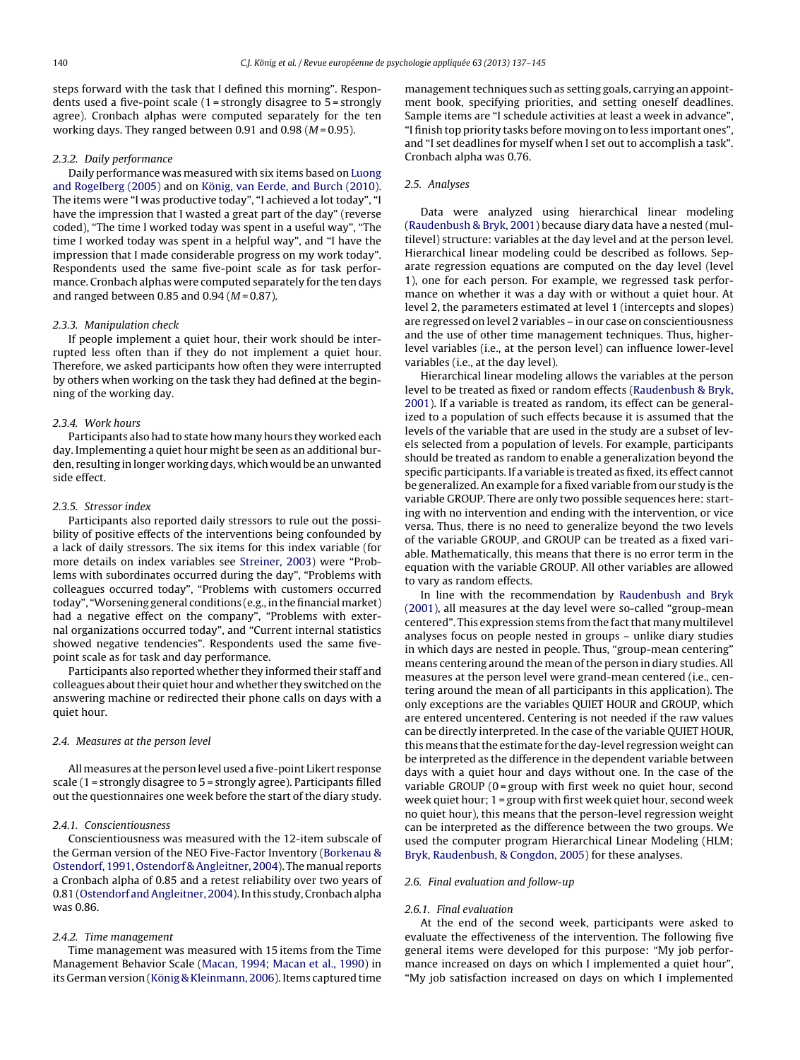steps forward with the task that I defined this morning". Respondents used a five-point scale (1 = strongly disagree to 5 = strongly agree). Cronbach alphas were computed separately for the ten working days. They ranged between 0.91 and 0.98 ($M = 0.95$).

#### 2.3.2. Daily performance

Daily performance was measured with six items based on Luong and Rogelberg (2005) and on König, van Eerde, and Burch (2010). The items were "I was productive today", "I achieved a lot today", "I have the impression that I wasted a great part of the day" (reverse coded), "The time I worked today was spent in a useful way", "The time I worked today was spent in a helpful way", and "I have the impression that I made considerable progress on my work today". Respondents used the same five-point scale as for task performance. Cronbach alphas were computed separately for the ten days and ranged between 0.85 and 0.94 ($M = 0.87$).

#### 2.3.3. Manipulation check

If people implement a quiet hour, their work should be interrupted less often than if they do not implement a quiet hour. Therefore, we asked participants how often they were interrupted by others when working on the task they had defined at the beginning of the working day.

#### 2.3.4. Work hours

Participants also had to state how many hours they worked each day. Implementing a quiet hour might be seen as an additional burden, resulting in longer working days, which would be an unwanted side effect.

#### 2.3.5. Stressor index

Participants also reported daily stressors to rule out the possibility of positive effects of the interventions being confounded by a lack of daily stressors. The six items for this index variable (for more details on index variables see Streiner, 2003) were "Problems with subordinates occurred during the day", "Problems with colleagues occurred today", "Problems with customers occurred today", "Worsening general conditions (e.g., in the financial market) had a negative effect on the company", "Problems with external organizations occurred today", and "Current internal statistics showed negative tendencies". Respondents used the same five-point scale as for task and day performance.

Participants also reported whether they informed their staff and colleagues about their quiet hour and whether they switched on the answering machine or redirected their phone calls on days with a quiet hour.

### 2.4. Measures at the person level

All measures at the person level used a five-point Likert response scale (1 = strongly disagree to 5 = strongly agree). Participants filled out the questionnaires one week before the start of the diary study.

#### 2.4.1. Conscientiousness

Conscientiousness was measured with the 12-item subscale of the German version of the NEO Five-Factor Inventory (Borkenau & Ostendorf, 1991, Ostendorf & Angleitner, 2004). The manual reports a Cronbach alpha of 0.85 and a retest reliability over two years of 0.81 (Ostendorf and Angleitner, 2004). In this study, Cronbach alpha was 0.86.

#### 2.4.2. Time management

Time management was measured with 15 items from the Time Management Behavior Scale (Macan, 1994; Macan et al., 1990) in its German version (König & Kleinmann, 2006). Items captured time management techniques such as setting goals, carrying an appointment book, specifying priorities, and setting oneself deadlines. Sample items are "I schedule activities at least a week in advance", "I finish top priority tasks before moving on to less important ones", and "I set deadlines for myself when I set out to accomplish a task". Cronbach alpha was 0.76.

### 2.5. Analyses

Data were analyzed using hierarchical linear modeling (Raudenbush & Bryk, 2001) because diary data have a nested (multilevel) structure: variables at the day level and at the person level. Hierarchical linear modeling could be described as follows. Separate regression equations are computed on the day level (level 1), one for each person. For example, we regressed task performance on whether it was a day with or without a quiet hour. At level 2, the parameters estimated at level 1 (intercepts and slopes) are regressed on level 2 variables – in our case on conscientiousness and the use of other time management techniques. Thus, higher-level variables (i.e., at the person level) can influence lower-level variables (i.e., at the day level).

Hierarchical linear modeling allows the variables at the person level to be treated as fixed or random effects (Raudenbush & Bryk, 2001). If a variable is treated as random, its effect can be generalized to a population of such effects because it is assumed that the levels of the variable that are used in the study are a subset of levels selected from a population of levels. For example, participants should be treated as random to enable a generalization beyond the specific participants. If a variable is treated as fixed, its effect cannot be generalized. An example for a fixed variable from our study is the variable GROUP. There are only two possible sequences here: starting with no intervention and ending with the intervention, or vice versa. Thus, there is no need to generalize beyond the two levels of the variable GROUP, and GROUP can be treated as a fixed variable. Mathematically, this means that there is no error term in the equation with the variable GROUP. All other variables are allowed to vary as random effects.

In line with the recommendation by Raudenbush and Bryk (2001), all measures at the day level were so-called "group-mean centered". This expression stems from the fact that many multilevel analyses focus on people nested in groups – unlike diary studies in which days are nested in people. Thus, "group-mean centering" means centering around the mean of the person in diary studies. All measures at the person level were grand-mean centered (i.e., centering around the mean of all participants in this application). The only exceptions are the variables QUIET HOUR and GROUP, which are entered uncentered. Centering is not needed if the raw values can be directly interpreted. In the case of the variable QUIET HOUR, this means that the estimate for the day-level regression weight can be interpreted as the difference in the dependent variable between days with a quiet hour and days without one. In the case of the variable GROUP (0 = group with first week no quiet hour, second week quiet hour; 1 = group with first week quiet hour, second week no quiet hour), this means that the person-level regression weight can be interpreted as the difference between the two groups. We used the computer program Hierarchical Linear Modeling (HLM; Bryk, Raudenbush, & Congdon, 2005) for these analyses.

### 2.6. Final evaluation and follow-up

#### 2.6.1. Final evaluation

At the end of the second week, participants were asked to evaluate the effectiveness of the intervention. The following five general items were developed for this purpose: "My job performance increased on days on which I implemented a quiet hour", "My job satisfaction increased on days on which I implemented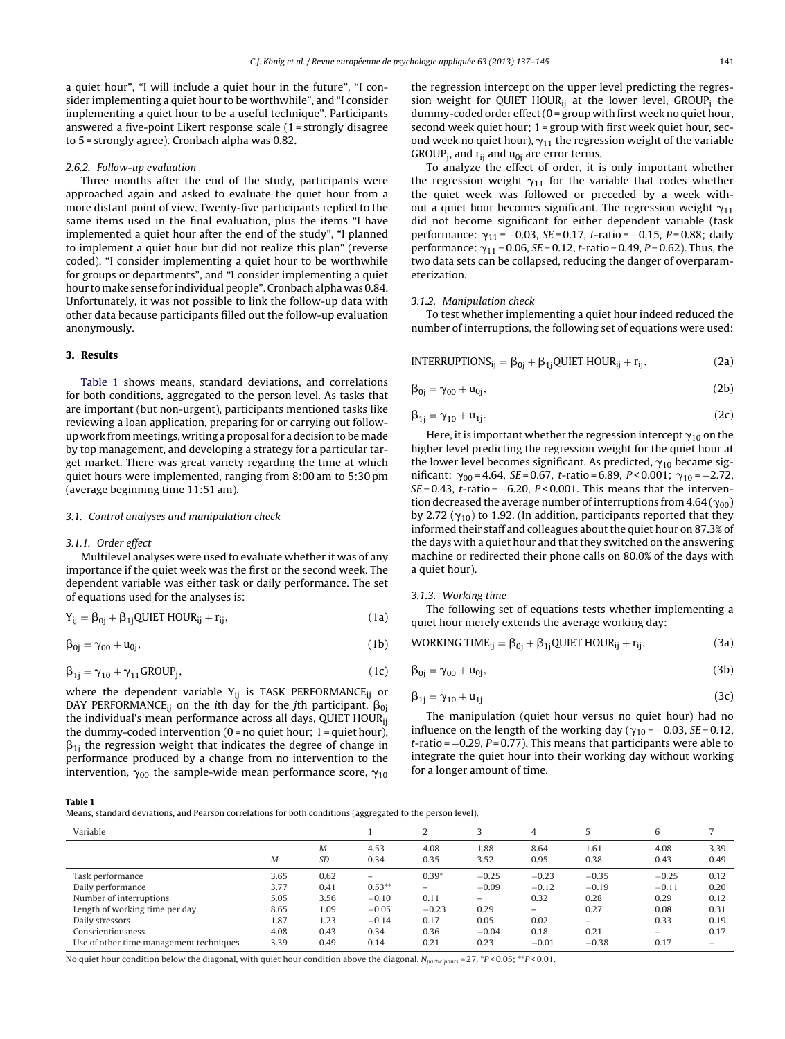a quiet hour", "I will include a quiet hour in the future", "I consider implementing a quiet hour to be worthwhile", and "I consider implementing a quiet hour to be a useful technique". Participants answered a five-point Likert response scale (1 = strongly disagree to 5 = strongly agree). Cronbach alpha was 0.82.

#### 2.6.2. Follow-up evaluation

Three months after the end of the study, participants were approached again and asked to evaluate the quiet hour from a more distant point of view. Twenty-five participants replied to the same items used in the final evaluation, plus the items "I have implemented a quiet hour after the end of the study", "I planned to implement a quiet hour but did not realize this plan" (reverse coded), "I consider implementing a quiet hour to be worthwhile for groups or departments", and "I consider implementing a quiet hour to make sense for individual people". Cronbach alpha was 0.84. Unfortunately, it was not possible to link the follow-up data with other data because participants filled out the follow-up evaluation anonymously.

## 3. Results

Table 1 shows means, standard deviations, and correlations for both conditions, aggregated to the person level. As tasks that are important (but non-urgent), participants mentioned tasks like reviewing a loan application, preparing for or carrying out follow-up work from meetings, writing a proposal for a decision to be made by top management, and developing a strategy for a particular target market. There was great variety regarding the time at which quiet hours were implemented, ranging from 8:00 am to 5:30 pm (average beginning time 11:51 am).

### 3.1. Control analyses and manipulation check

#### 3.1.1. Order effect

Multilevel analyses were used to evaluate whether it was of any importance if the quiet week was the first or the second week. The dependent variable was either task or daily performance. The set of equations used for the analyses is:

$$Y_{ij} = \beta_{0j} + \beta_{1j}\text{QUIET HOUR}_{ij} + r_{ij}, \quad (1a)$$

$$\beta_{0j} = \gamma_{00} + u_{0j}, \quad (1b)$$

$$\beta_{1j} = \gamma_{10} + \gamma_{11}\text{GROUP}_j, \quad (1c)$$

where the dependent variable $Y_{ij}$ is TASK PERFORMANCE$_{ij}$ or DAY PERFORMANCE$_{ij}$ on the $i$th day for the $j$th participant, $\beta_{0j}$ the individual's mean performance across all days, QUIET HOUR$_{ij}$ the dummy-coded intervention (0 = no quiet hour; 1 = quiet hour), $\beta_{1j}$ the regression weight that indicates the degree of change in performance produced by a change from no intervention to the intervention, $\gamma_{00}$ the sample-wide mean performance score, $\gamma_{10}$ the regression intercept on the upper level predicting the regression weight for QUIET HOUR$_{ij}$ at the lower level, GROUP$_j$ the dummy-coded order effect (0 = group with first week no quiet hour, second week quiet hour; 1 = group with first week quiet hour, second week no quiet hour), $\gamma_{11}$ the regression weight of the variable GROUP$_j$, and $r_{ij}$ and $u_{0j}$ are error terms.

To analyze the effect of order, it is only important whether the regression weight $\gamma_{11}$ for the variable that codes whether the quiet week was followed or preceded by a week without a quiet hour becomes significant. The regression weight $\gamma_{11}$ did not become significant for either dependent variable (task performance: $\gamma_{11} = -0.03$, $SE = 0.17$, $t$-ratio = −0.15, $P = 0.88$; daily performance: $\gamma_{11} = 0.06$, $SE = 0.12$, $t$-ratio = 0.49, $P = 0.62$). Thus, the two data sets can be collapsed, reducing the danger of overparameterization.

#### 3.1.2. Manipulation check

To test whether implementing a quiet hour indeed reduced the number of interruptions, the following set of equations were used:

$$\text{INTERRUPTIONS}_{ij} = \beta_{0j} + \beta_{1j}\text{QUIET HOUR}_{ij} + r_{ij}, \quad (2a)$$

$$\beta_{0j} = \gamma_{00} + u_{0j}, \quad (2b)$$

$$\beta_{1j} = \gamma_{10} + u_{1j}. \quad (2c)$$

Here, it is important whether the regression intercept $\gamma_{10}$ on the higher level predicting the regression weight for the quiet hour at the lower level becomes significant. As predicted, $\gamma_{10}$ became significant: $\gamma_{00} = 4.64$, $SE = 0.67$, $t$-ratio = 6.89, $P < 0.001$; $\gamma_{10} = -2.72$, $SE = 0.43$, $t$-ratio = −6.20, $P < 0.001$. This means that the intervention decreased the average number of interruptions from 4.64 ($\gamma_{00}$) by 2.72 ($\gamma_{10}$) to 1.92. (In addition, participants reported that they informed their staff and colleagues about the quiet hour on 87.3% of the days with a quiet hour and that they switched on the answering machine or redirected their phone calls on 80.0% of the days with a quiet hour).

#### 3.1.3. Working time

The following set of equations tests whether implementing a quiet hour merely extends the average working day:

$$\text{WORKING TIME}_{ij} = \beta_{0j} + \beta_{1j}\text{QUIET HOUR}_{ij} + r_{ij}, \quad (3a)$$

$$\beta_{0j} = \gamma_{00} + u_{0j}, \quad (3b)$$

$$\beta_{1j} = \gamma_{10} + u_{1j} \quad (3c)$$

The manipulation (quiet hour versus no quiet hour) had no influence on the length of the working day ($\gamma_{10} = -0.03$, $SE = 0.12$, $t$-ratio = −0.29, $P = 0.77$). This means that participants were able to integrate the quiet hour into their working day without working for a longer amount of time.

**Table 1**
Means, standard deviations, and Pearson correlations for both conditions (aggregated to the person level).

| Variable | | | 1 | 2 | 3 | 4 | 5 | 6 | 7 |
|---|---|---|---|---|---|---|---|---|---|
| | | *M* | 4.53 | 4.08 | 1.88 | 8.64 | 1.61 | 4.08 | 3.39 |
| | *M* | *SD* | 0.34 | 0.35 | 3.52 | 0.95 | 0.38 | 0.43 | 0.49 |
| Task performance | 3.65 | 0.62 | – | 0.39* | −0.25 | −0.23 | −0.35 | −0.25 | 0.12 |
| Daily performance | 3.77 | 0.41 | 0.53** | – | −0.09 | −0.12 | −0.19 | −0.11 | 0.20 |
| Number of interruptions | 5.05 | 3.56 | −0.10 | 0.11 | – | 0.32 | 0.28 | 0.29 | 0.12 |
| Length of working time per day | 8.65 | 1.09 | −0.05 | −0.23 | 0.29 | – | 0.27 | 0.08 | 0.31 |
| Daily stressors | 1.87 | 1.23 | −0.14 | 0.17 | 0.05 | 0.02 | – | 0.33 | 0.19 |
| Conscientiousness | 4.08 | 0.43 | 0.34 | 0.36 | −0.04 | 0.18 | 0.21 | – | 0.17 |
| Use of other time management techniques | 3.39 | 0.49 | 0.14 | 0.21 | 0.23 | −0.01 | −0.38 | 0.17 | – |

No quiet hour condition below the diagonal, with quiet hour condition above the diagonal. $N_{participants} = 27$. *$P < 0.05$; **$P < 0.01$.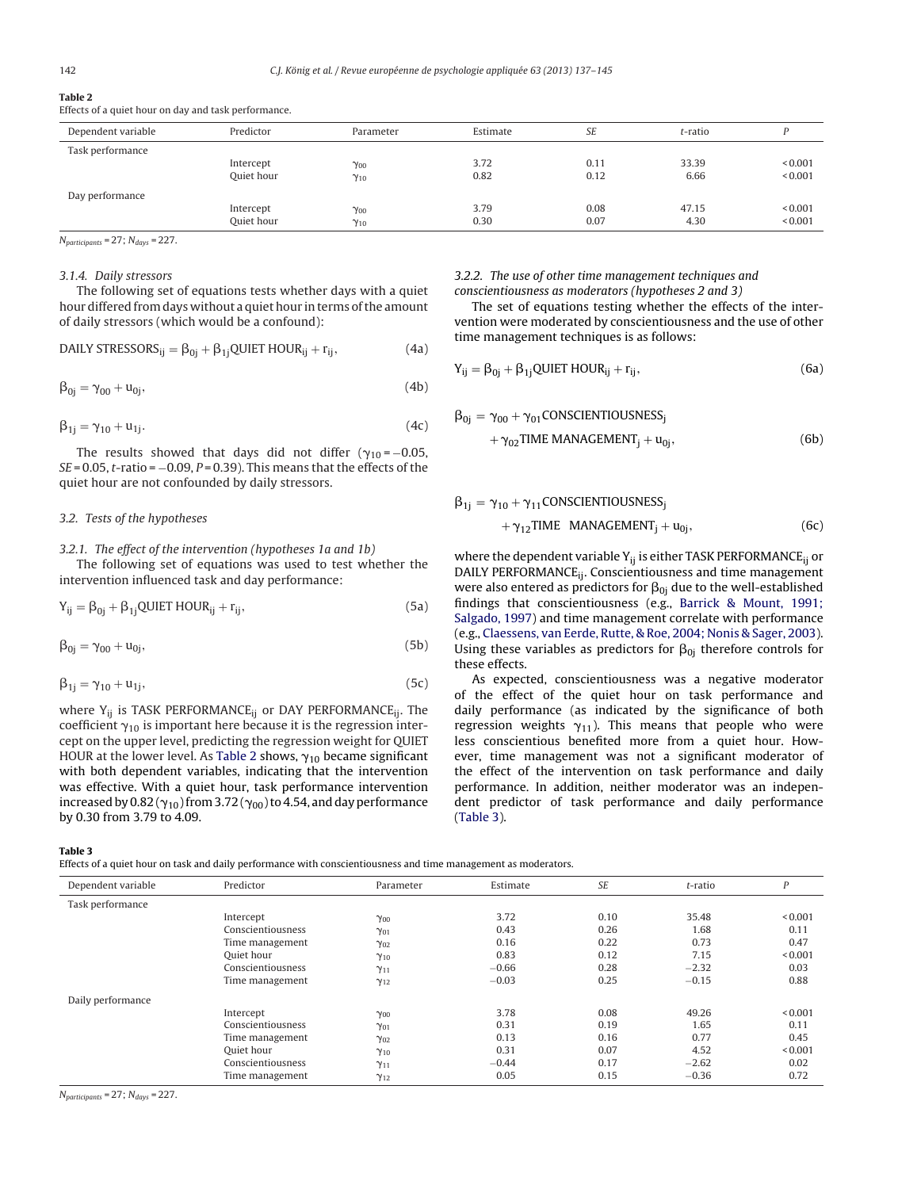**Table 2**
Effects of a quiet hour on day and task performance.

| Dependent variable | Predictor | Parameter | Estimate | *SE* | *t*-ratio | *P* |
|---|---|---|---|---|---|---|
| Task performance | | | | | | |
| | Intercept | $\gamma_{00}$ | 3.72 | 0.11 | 33.39 | < 0.001 |
| | Quiet hour | $\gamma_{10}$ | 0.82 | 0.12 | 6.66 | < 0.001 |
| Day performance | | | | | | |
| | Intercept | $\gamma_{00}$ | 3.79 | 0.08 | 47.15 | < 0.001 |
| | Quiet hour | $\gamma_{10}$ | 0.30 | 0.07 | 4.30 | < 0.001 |

$N_{participants} = 27$; $N_{days} = 227$.

### 3.1.4. Daily stressors

The following set of equations tests whether days with a quiet hour differed from days without a quiet hour in terms of the amount of daily stressors (which would be a confound):

$$\text{DAILY STRESSORS}_{ij} = \beta_{0j} + \beta_{1j}\text{QUIET HOUR}_{ij} + r_{ij}, \tag{4a}$$

$$\beta_{0j} = \gamma_{00} + u_{0j}, \tag{4b}$$

$$\beta_{1j} = \gamma_{10} + u_{1j}. \tag{4c}$$

The results showed that days did not differ ($\gamma_{10} = -0.05$, $SE = 0.05$, $t$-ratio $= -0.09$, $P = 0.39$). This means that the effects of the quiet hour are not confounded by daily stressors.

## 3.2. Tests of the hypotheses

### 3.2.1. The effect of the intervention (hypotheses 1a and 1b)

The following set of equations was used to test whether the intervention influenced task and day performance:

$$Y_{ij} = \beta_{0j} + \beta_{1j}\text{QUIET HOUR}_{ij} + r_{ij}, \tag{5a}$$

$$\beta_{0j} = \gamma_{00} + u_{0j}, \tag{5b}$$

$$\beta_{1j} = \gamma_{10} + u_{1j}, \tag{5c}$$

where $Y_{ij}$ is TASK PERFORMANCE$_{ij}$ or DAY PERFORMANCE$_{ij}$. The coefficient $\gamma_{10}$ is important here because it is the regression intercept on the upper level, predicting the regression weight for QUIET HOUR at the lower level. As Table 2 shows, $\gamma_{10}$ became significant with both dependent variables, indicating that the intervention was effective. With a quiet hour, task performance intervention increased by 0.82 ($\gamma_{10}$) from 3.72 ($\gamma_{00}$) to 4.54, and day performance by 0.30 from 3.79 to 4.09.

### 3.2.2. The use of other time management techniques and conscientiousness as moderators (hypotheses 2 and 3)

The set of equations testing whether the effects of the intervention were moderated by conscientiousness and the use of other time management techniques is as follows:

$$Y_{ij} = \beta_{0j} + \beta_{1j}\text{QUIET HOUR}_{ij} + r_{ij}, \tag{6a}$$

$$\beta_{0j} = \gamma_{00} + \gamma_{01}\text{CONSCIENTIOUSNESS}_{j} + \gamma_{02}\text{TIME MANAGEMENT}_{j} + u_{0j}, \tag{6b}$$

$$\beta_{1j} = \gamma_{10} + \gamma_{11}\text{CONSCIENTIOUSNESS}_{j} + \gamma_{12}\text{TIME MANAGEMENT}_{j} + u_{0j}, \tag{6c}$$

where the dependent variable $Y_{ij}$ is either TASK PERFORMANCE$_{ij}$ or DAILY PERFORMANCE$_{ij}$. Conscientiousness and time management were also entered as predictors for $\beta_{0j}$ due to the well-established findings that conscientiousness (e.g., Barrick & Mount, 1991; Salgado, 1997) and time management correlate with performance (e.g., Claessens, van Eerde, Rutte, & Roe, 2004; Nonis & Sager, 2003). Using these variables as predictors for $\beta_{0j}$ therefore controls for these effects.

As expected, conscientiousness was a negative moderator of the effect of the quiet hour on task performance and daily performance (as indicated by the significance of both regression weights $\gamma_{11}$). This means that people who were less conscientious benefited more from a quiet hour. However, time management was not a significant moderator of the effect of the intervention on task performance and daily performance. In addition, neither moderator was an independent predictor of task performance and daily performance (Table 3).

**Table 3**
Effects of a quiet hour on task and daily performance with conscientiousness and time management as moderators.

| Dependent variable | Predictor | Parameter | Estimate | *SE* | *t*-ratio | *P* |
|---|---|---|---|---|---|---|
| Task performance | | | | | | |
| | Intercept | $\gamma_{00}$ | 3.72 | 0.10 | 35.48 | < 0.001 |
| | Conscientiousness | $\gamma_{01}$ | 0.43 | 0.26 | 1.68 | 0.11 |
| | Time management | $\gamma_{02}$ | 0.16 | 0.22 | 0.73 | 0.47 |
| | Quiet hour | $\gamma_{10}$ | 0.83 | 0.12 | 7.15 | < 0.001 |
| | Conscientiousness | $\gamma_{11}$ | −0.66 | 0.28 | −2.32 | 0.03 |
| | Time management | $\gamma_{12}$ | −0.03 | 0.25 | −0.15 | 0.88 |
| Daily performance | | | | | | |
| | Intercept | $\gamma_{00}$ | 3.78 | 0.08 | 49.26 | < 0.001 |
| | Conscientiousness | $\gamma_{01}$ | 0.31 | 0.19 | 1.65 | 0.11 |
| | Time management | $\gamma_{02}$ | 0.13 | 0.16 | 0.77 | 0.45 |
| | Quiet hour | $\gamma_{10}$ | 0.31 | 0.07 | 4.52 | < 0.001 |
| | Conscientiousness | $\gamma_{11}$ | −0.44 | 0.17 | −2.62 | 0.02 |
| | Time management | $\gamma_{12}$ | 0.05 | 0.15 | −0.36 | 0.72 |

$N_{participants} = 27$; $N_{days} = 227$.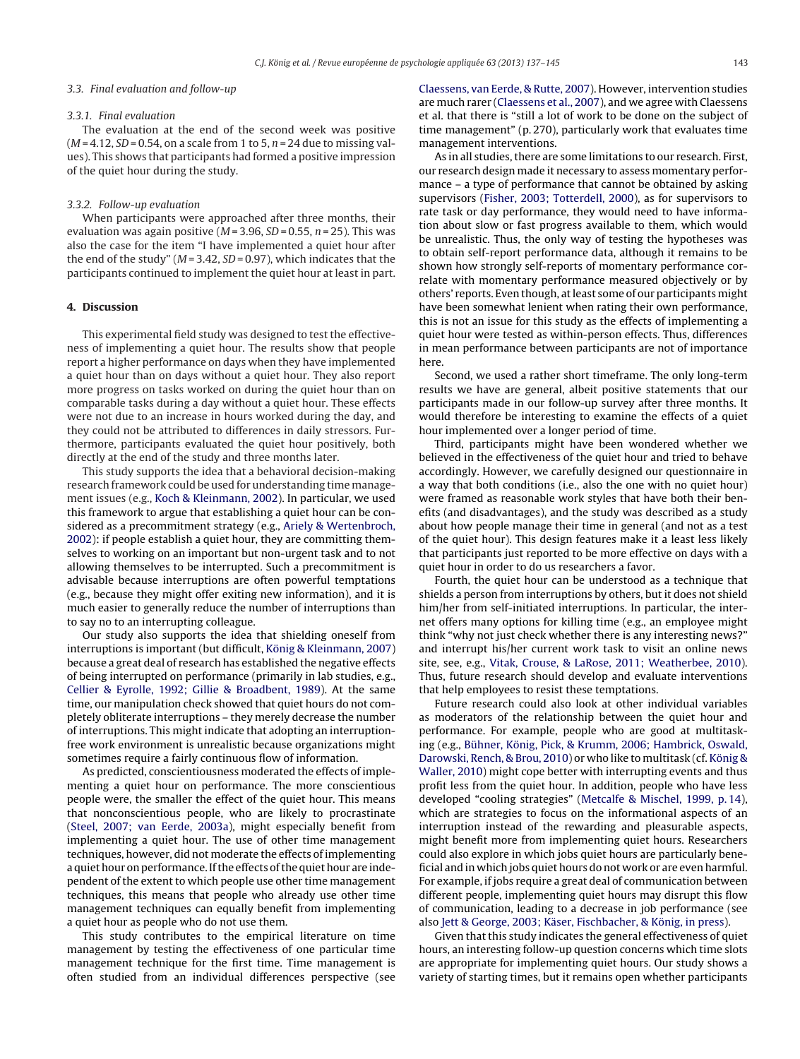### 3.3. Final evaluation and follow-up

#### 3.3.1. Final evaluation

The evaluation at the end of the second week was positive ($M = 4.12$, $SD = 0.54$, on a scale from 1 to 5, $n = 24$ due to missing values). This shows that participants had formed a positive impression of the quiet hour during the study.

#### 3.3.2. Follow-up evaluation

When participants were approached after three months, their evaluation was again positive ($M = 3.96$, $SD = 0.55$, $n = 25$). This was also the case for the item "I have implemented a quiet hour after the end of the study" ($M = 3.42$, $SD = 0.97$), which indicates that the participants continued to implement the quiet hour at least in part.

## 4. Discussion

This experimental field study was designed to test the effectiveness of implementing a quiet hour. The results show that people report a higher performance on days when they have implemented a quiet hour than on days without a quiet hour. They also report more progress on tasks worked on during the quiet hour than on comparable tasks during a day without a quiet hour. These effects were not due to an increase in hours worked during the day, and they could not be attributed to differences in daily stressors. Furthermore, participants evaluated the quiet hour positively, both directly at the end of the study and three months later.

This study supports the idea that a behavioral decision-making research framework could be used for understanding time management issues (e.g., Koch & Kleinmann, 2002). In particular, we used this framework to argue that establishing a quiet hour can be considered as a precommitment strategy (e.g., Ariely & Wertenbroch, 2002): if people establish a quiet hour, they are committing themselves to working on an important but non-urgent task and to not allowing themselves to be interrupted. Such a precommitment is advisable because interruptions are often powerful temptations (e.g., because they might offer exiting new information), and it is much easier to generally reduce the number of interruptions than to say no to an interrupting colleague.

Our study also supports the idea that shielding oneself from interruptions is important (but difficult, König & Kleinmann, 2007) because a great deal of research has established the negative effects of being interrupted on performance (primarily in lab studies, e.g., Cellier & Eyrolle, 1992; Gillie & Broadbent, 1989). At the same time, our manipulation check showed that quiet hours do not completely obliterate interruptions – they merely decrease the number of interruptions. This might indicate that adopting an interruption-free work environment is unrealistic because organizations might sometimes require a fairly continuous flow of information.

As predicted, conscientiousness moderated the effects of implementing a quiet hour on performance. The more conscientious people were, the smaller the effect of the quiet hour. This means that nonconscientious people, who are likely to procrastinate (Steel, 2007; van Eerde, 2003a), might especially benefit from implementing a quiet hour. The use of other time management techniques, however, did not moderate the effects of implementing a quiet hour on performance. If the effects of the quiet hour are independent of the extent to which people use other time management techniques, this means that people who already use other time management techniques can equally benefit from implementing a quiet hour as people who do not use them.

This study contributes to the empirical literature on time management by testing the effectiveness of one particular time management technique for the first time. Time management is often studied from an individual differences perspective (see Claessens, van Eerde, & Rutte, 2007). However, intervention studies are much rarer (Claessens et al., 2007), and we agree with Claessens et al. that there is "still a lot of work to be done on the subject of time management" (p. 270), particularly work that evaluates time management interventions.

As in all studies, there are some limitations to our research. First, our research design made it necessary to assess momentary performance – a type of performance that cannot be obtained by asking supervisors (Fisher, 2003; Totterdell, 2000), as for supervisors to rate task or day performance, they would need to have information about slow or fast progress available to them, which would be unrealistic. Thus, the only way of testing the hypotheses was to obtain self-report performance data, although it remains to be shown how strongly self-reports of momentary performance correlate with momentary performance measured objectively or by others' reports. Even though, at least some of our participants might have been somewhat lenient when rating their own performance, this is not an issue for this study as the effects of implementing a quiet hour were tested as within-person effects. Thus, differences in mean performance between participants are not of importance here.

Second, we used a rather short timeframe. The only long-term results we have are general, albeit positive statements that our participants made in our follow-up survey after three months. It would therefore be interesting to examine the effects of a quiet hour implemented over a longer period of time.

Third, participants might have been wondered whether we believed in the effectiveness of the quiet hour and tried to behave accordingly. However, we carefully designed our questionnaire in a way that both conditions (i.e., also the one with no quiet hour) were framed as reasonable work styles that have both their benefits (and disadvantages), and the study was described as a study about how people manage their time in general (and not as a test of the quiet hour). This design features make it a least less likely that participants just reported to be more effective on days with a quiet hour in order to do us researchers a favor.

Fourth, the quiet hour can be understood as a technique that shields a person from interruptions by others, but it does not shield him/her from self-initiated interruptions. In particular, the internet offers many options for killing time (e.g., an employee might think "why not just check whether there is any interesting news?" and interrupt his/her current work task to visit an online news site, see, e.g., Vitak, Crouse, & LaRose, 2011; Weatherbee, 2010). Thus, future research should develop and evaluate interventions that help employees to resist these temptations.

Future research could also look at other individual variables as moderators of the relationship between the quiet hour and performance. For example, people who are good at multitasking (e.g., Bühner, König, Pick, & Krumm, 2006; Hambrick, Oswald, Darowski, Rench, & Brou, 2010) or who like to multitask (cf. König & Waller, 2010) might cope better with interrupting events and thus profit less from the quiet hour. In addition, people who have less developed "cooling strategies" (Metcalfe & Mischel, 1999, p. 14), which are strategies to focus on the informational aspects of an interruption instead of the rewarding and pleasurable aspects, might benefit more from implementing quiet hours. Researchers could also explore in which jobs quiet hours are particularly beneficial and in which jobs quiet hours do not work or are even harmful. For example, if jobs require a great deal of communication between different people, implementing quiet hours may disrupt this flow of communication, leading to a decrease in job performance (see also Jett & George, 2003; Käser, Fischbacher, & König, in press).

Given that this study indicates the general effectiveness of quiet hours, an interesting follow-up question concerns which time slots are appropriate for implementing quiet hours. Our study shows a variety of starting times, but it remains open whether participants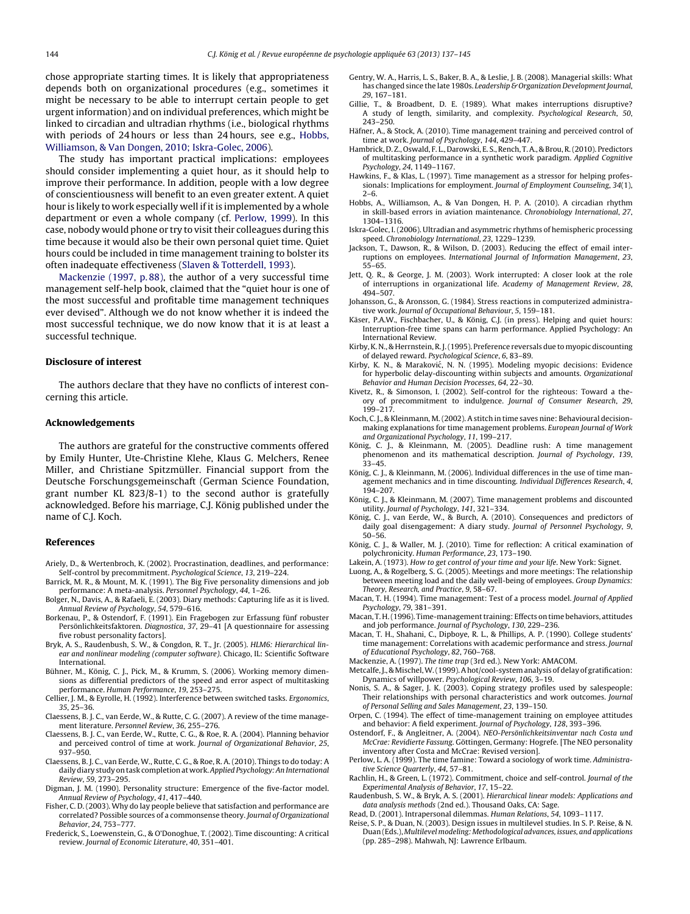chose appropriate starting times. It is likely that appropriateness depends both on organizational procedures (e.g., sometimes it might be necessary to be able to interrupt certain people to get urgent information) and on individual preferences, which might be linked to circadian and ultradian rhythms (i.e., biological rhythms with periods of 24 hours or less than 24 hours, see e.g., Hobbs, Williamson, & Van Dongen, 2010; Iskra-Golec, 2006).

The study has important practical implications: employees should consider implementing a quiet hour, as it should help to improve their performance. In addition, people with a low degree of conscientiousness will benefit to an even greater extent. A quiet hour is likely to work especially well if it is implemented by a whole department or even a whole company (cf. Perlow, 1999). In this case, nobody would phone or try to visit their colleagues during this time because it would also be their own personal quiet time. Quiet hours could be included in time management training to bolster its often inadequate effectiveness (Slaven & Totterdell, 1993).

Mackenzie (1997, p. 88), the author of a very successful time management self-help book, claimed that the "quiet hour is one of the most successful and profitable time management techniques ever devised". Although we do not know whether it is indeed the most successful technique, we do now know that it is at least a successful technique.

## Disclosure of interest

The authors declare that they have no conflicts of interest concerning this article.

## Acknowledgements

The authors are grateful for the constructive comments offered by Emily Hunter, Ute-Christine Klehe, Klaus G. Melchers, Renee Miller, and Christiane Spitzmüller. Financial support from the Deutsche Forschungsgemeinschaft (German Science Foundation, grant number KL 823/8-1) to the second author is gratefully acknowledged. Before his marriage, C.J. König published under the name of C.J. Koch.

## References

Ariely, D., & Wertenbroch, K. (2002). Procrastination, deadlines, and performance: Self-control by precommitment. *Psychological Science*, *13*, 219–224.

Barrick, M. R., & Mount, M. K. (1991). The Big Five personality dimensions and job performance: A meta-analysis. *Personnel Psychology*, *44*, 1–26.

Bolger, N., Davis, A., & Rafaeli, E. (2003). Diary methods: Capturing life as it is lived. *Annual Review of Psychology*, *54*, 579–616.

Borkenau, P., & Ostendorf, F. (1991). Ein Fragebogen zur Erfassung fünf robuster Persönlichkeitsfaktoren. *Diagnostica*, *37*, 29–41 [A questionnaire for assessing five robust personality factors].

Bryk, A. S., Raudenbush, S. W., & Congdon, R. T., Jr. (2005). *HLM6: Hierarchical linear and nonlinear modeling (computer software)*. Chicago, IL: Scientific Software International.

Bühner, M., König, C. J., Pick, M., & Krumm, S. (2006). Working memory dimensions as differential predictors of the speed and error aspect of multitasking performance. *Human Performance*, *19*, 253–275.

Cellier, J. M., & Eyrolle, H. (1992). Interference between switched tasks. *Ergonomics*, *35*, 25–36.

Claessens, B. J. C., van Eerde, W., & Rutte, C. G. (2007). A review of the time management literature. *Personnel Review*, *36*, 255–276.

Claessens, B. J. C., van Eerde, W., Rutte, C. G., & Roe, R. A. (2004). Planning behavior and perceived control of time at work. *Journal of Organizational Behavior*, *25*, 937–950.

Claessens, B. J. C., van Eerde, W., Rutte, C. G., & Roe, R. A. (2010). Things to do today: A daily diary study on task completion at work. *Applied Psychology: An International Review*, *59*, 273–295.

Digman, J. M. (1990). Personality structure: Emergence of the five-factor model. *Annual Review of Psychology*, *41*, 417–440.

Fisher, C. D. (2003). Why do lay people believe that satisfaction and performance are correlated? Possible sources of a commonsense theory. *Journal of Organizational Behavior*, *24*, 753–777.

Frederick, S., Loewenstein, G., & O'Donoghue, T. (2002). Time discounting: A critical review. *Journal of Economic Literature*, *40*, 351–401.

Gentry, W. A., Harris, L. S., Baker, B. A., & Leslie, J. B. (2008). Managerial skills: What has changed since the late 1980s. *Leadership & Organization Development Journal*, *29*, 167–181.

Gillie, T., & Broadbent, D. E. (1989). What makes interruptions disruptive? A study of length, similarity, and complexity. *Psychological Research*, *50*, 243–250.

Häfner, A., & Stock, A. (2010). Time management training and perceived control of time at work. *Journal of Psychology*, *144*, 429–447.

Hambrick, D. Z., Oswald, F. L., Darowski, E. S., Rench, T. A., & Brou, R. (2010). Predictors of multitasking performance in a synthetic work paradigm. *Applied Cognitive Psychology*, *24*, 1149–1167.

Hawkins, F., & Klas, L. (1997). Time management as a stressor for helping professionals: Implications for employment. *Journal of Employment Counseling*, *34*(1), 2–6.

Hobbs, A., Williamson, A., & Van Dongen, H. P. A. (2010). A circadian rhythm in skill-based errors in aviation maintenance. *Chronobiology International*, *27*, 1304–1316.

Iskra-Golec, I. (2006). Ultradian and asymmetric rhythms of hemispheric processing speed. *Chronobiology International*, *23*, 1229–1239.

Jackson, T., Dawson, R., & Wilson, D. (2003). Reducing the effect of email interruptions on employees. *International Journal of Information Management*, *23*, 55–65.

Jett, Q. R., & George, J. M. (2003). Work interrupted: A closer look at the role of interruptions in organizational life. *Academy of Management Review*, *28*, 494–507.

Johansson, G., & Aronsson, G. (1984). Stress reactions in computerized administrative work. *Journal of Occupational Behaviour*, *5*, 159–181.

Käser, P.A.W., Fischbacher, U., & König, C.J. (in press). Helping and quiet hours: Interruption-free time spans can harm performance. Applied Psychology: An International Review.

Kirby, K. N., & Herrnstein, R. J. (1995). Preference reversals due to myopic discounting of delayed reward. *Psychological Science*, *6*, 83–89.

Kirby, K. N., & Maraković, N. N. (1995). Modeling myopic decisions: Evidence for hyperbolic delay-discounting within subjects and amounts. *Organizational Behavior and Human Decision Processes*, *64*, 22–30.

Kivetz, R., & Simonson, I. (2002). Self-control for the righteous: Toward a theory of precommitment to indulgence. *Journal of Consumer Research*, *29*, 199–217.

Koch, C. J., & Kleinmann, M. (2002). A stitch in time saves nine: Behavioural decision-making explanations for time management problems. *European Journal of Work and Organizational Psychology*, *11*, 199–217.

König, C. J., & Kleinmann, M. (2005). Deadline rush: A time management phenomenon and its mathematical description. *Journal of Psychology*, *139*, 33–45.

König, C. J., & Kleinmann, M. (2006). Individual differences in the use of time management mechanics and in time discounting. *Individual Differences Research*, *4*, 194–207.

König, C. J., & Kleinmann, M. (2007). Time management problems and discounted utility. *Journal of Psychology*, *141*, 321–334.

König, C. J., van Eerde, W., & Burch, A. (2010). Consequences and predictors of daily goal disengagement: A diary study. *Journal of Personnel Psychology*, *9*, 50–56.

König, C. J., & Waller, M. J. (2010). Time for reflection: A critical examination of polychronicity. *Human Performance*, *23*, 173–190.

Lakein, A. (1973). *How to get control of your time and your life*. New York: Signet.

Luong, A., & Rogelberg, S. G. (2005). Meetings and more meetings: The relationship between meeting load and the daily well-being of employees. *Group Dynamics: Theory, Research, and Practice*, *9*, 58–67.

Macan, T. H. (1994). Time management: Test of a process model. *Journal of Applied Psychology*, *79*, 381–391.

Macan, T. H. (1996). Time-management training: Effects on time behaviors, attitudes and job performance. *Journal of Psychology*, *130*, 229–236.

Macan, T. H., Shahani, C., Dipboye, R. L., & Phillips, A. P. (1990). College students' time management: Correlations with academic performance and stress. *Journal of Educational Psychology*, *82*, 760–768.

Mackenzie, A. (1997). *The time trap* (3rd ed.). New York: AMACOM.

Metcalfe, J., & Mischel, W. (1999). A hot/cool-system analysis of delay of gratification: Dynamics of willpower. *Psychological Review*, *106*, 3–19.

Nonis, S. A., & Sager, J. K. (2003). Coping strategy profiles used by salespeople: Their relationships with personal characteristics and work outcomes. *Journal of Personal Selling and Sales Management*, *23*, 139–150.

Orpen, C. (1994). The effect of time-management training on employee attitudes and behavior: A field experiment. *Journal of Psychology*, *128*, 393–396.

Ostendorf, F., & Angleitner, A. (2004). *NEO-Persönlichkeitsinventar nach Costa und McCrae: Revidierte Fassung*. Göttingen, Germany: Hogrefe. [The NEO personality inventory after Costa and McCrae: Revised version].

Perlow, L. A. (1999). The time famine: Toward a sociology of work time. *Administrative Science Quarterly*, *44*, 57–81.

Rachlin, H., & Green, L. (1972). Commitment, choice and self-control. *Journal of the Experimental Analysis of Behavior*, *17*, 15–22.

Raudenbush, S. W., & Bryk, A. S. (2001). *Hierarchical linear models: Applications and data analysis methods* (2nd ed.). Thousand Oaks, CA: Sage.

Read, D. (2001). Intrapersonal dilemmas. *Human Relations*, *54*, 1093–1117.

Reise, S. P., & Duan, N. (2003). Design issues in multilevel studies. In S. P. Reise, & N. Duan (Eds.), *Multilevel modeling: Methodological advances, issues, and applications* (pp. 285–298). Mahwah, NJ: Lawrence Erlbaum.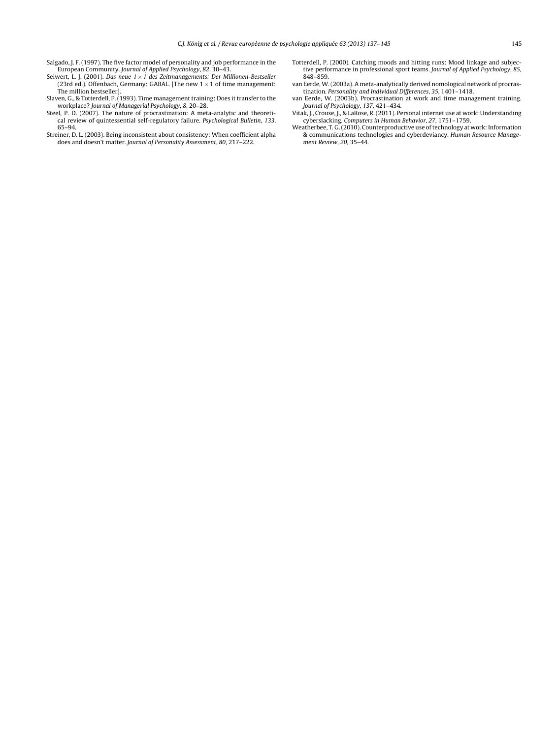Salgado, J. F. (1997). The five factor model of personality and job performance in the European Community. *Journal of Applied Psychology*, *82*, 30–43.

Seiwert, L. J. (2001). *Das neue 1 × 1 des Zeitmanagements: Der Millionen-Bestseller* (23rd ed.). Offenbach, Germany: GABAL. [The new 1 × 1 of time management: The million bestseller].

Slaven, G., & Totterdell, P. (1993). Time management training: Does it transfer to the workplace? *Journal of Managerial Psychology*, *8*, 20–28.

Steel, P. D. (2007). The nature of procrastination: A meta-analytic and theoretical review of quintessential self-regulatory failure. *Psychological Bulletin*, *133*, 65–94.

Streiner, D. L. (2003). Being inconsistent about consistency: When coefficient alpha does and doesn't matter. *Journal of Personality Assessment*, *80*, 217–222.

Totterdell, P. (2000). Catching moods and hitting runs: Mood linkage and subjective performance in professional sport teams. *Journal of Applied Psychology*, *85*, 848–859.

van Eerde, W. (2003a). A meta-analytically derived nomological network of procrastination. *Personality and Individual Differences*, *35*, 1401–1418.

van Eerde, W. (2003b). Procrastination at work and time management training. *Journal of Psychology*, *137*, 421–434.

Vitak, J., Crouse, J., & LaRose, R. (2011). Personal internet use at work: Understanding cyberslacking. *Computers in Human Behavior*, *27*, 1751–1759.

Weatherbee, T. G. (2010). Counterproductive use of technology at work: Information & communications technologies and cyberdeviancy. *Human Resource Management Review*, *20*, 35–44.